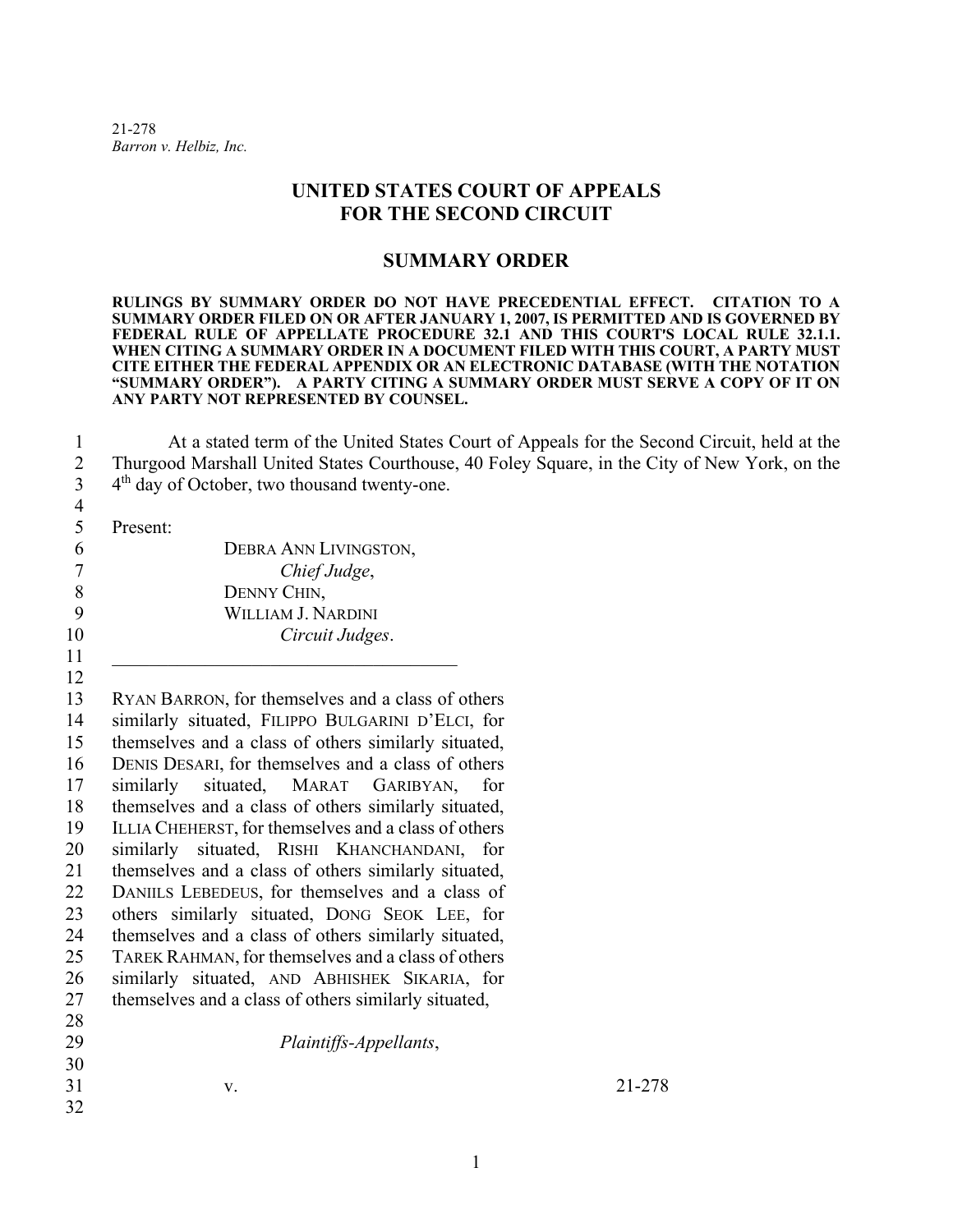21-278
*Barron v. Helbiz, Inc.*

# UNITED STATES COURT OF APPEALS
# FOR THE SECOND CIRCUIT

## SUMMARY ORDER

**RULINGS BY SUMMARY ORDER DO NOT HAVE PRECEDENTIAL EFFECT. CITATION TO A SUMMARY ORDER FILED ON OR AFTER JANUARY 1, 2007, IS PERMITTED AND IS GOVERNED BY FEDERAL RULE OF APPELLATE PROCEDURE 32.1 AND THIS COURT'S LOCAL RULE 32.1.1. WHEN CITING A SUMMARY ORDER IN A DOCUMENT FILED WITH THIS COURT, A PARTY MUST CITE EITHER THE FEDERAL APPENDIX OR AN ELECTRONIC DATABASE (WITH THE NOTATION "SUMMARY ORDER"). A PARTY CITING A SUMMARY ORDER MUST SERVE A COPY OF IT ON ANY PARTY NOT REPRESENTED BY COUNSEL.**

At a stated term of the United States Court of Appeals for the Second Circuit, held at the Thurgood Marshall United States Courthouse, 40 Foley Square, in the City of New York, on the 4th day of October, two thousand twenty-one.

Present:

DEBRA ANN LIVINGSTON,
*Chief Judge*,
DENNY CHIN,
WILLIAM J. NARDINI
*Circuit Judges*.

---

RYAN BARRON, for themselves and a class of others similarly situated, FILIPPO BULGARINI D'ELCI, for themselves and a class of others similarly situated, DENIS DESARI, for themselves and a class of others similarly situated, MARAT GARIBYAN, for themselves and a class of others similarly situated, ILLIA CHEHERST, for themselves and a class of others similarly situated, RISHI KHANCHANDANI, for themselves and a class of others similarly situated, DANIILS LEBEDEUS, for themselves and a class of others similarly situated, DONG SEOK LEE, for themselves and a class of others similarly situated, TAREK RAHMAN, for themselves and a class of others similarly situated, AND ABHISHEK SIKARIA, for themselves and a class of others similarly situated,

*Plaintiffs-Appellants*,

v. 21-278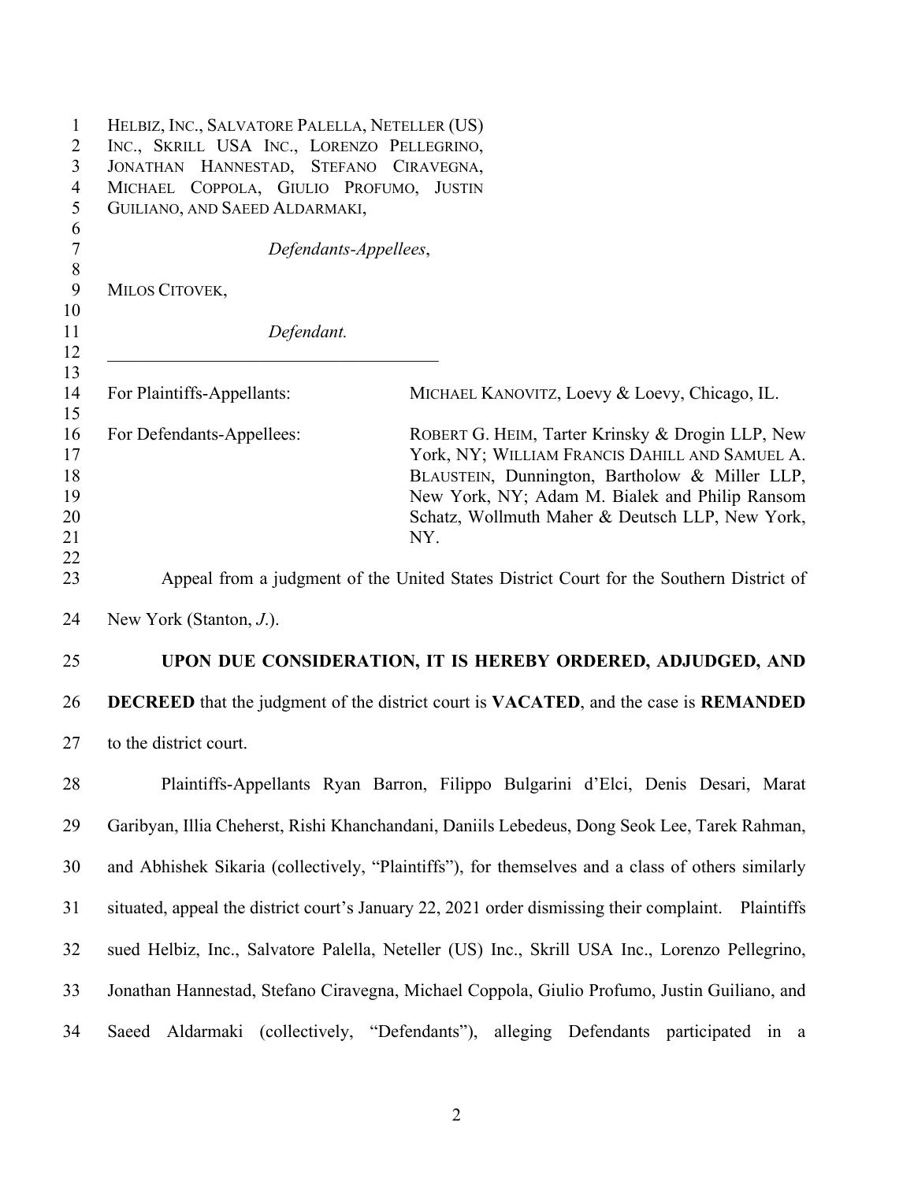HELBIZ, INC., SALVATORE PALELLA, NETELLER (US) INC., SKRILL USA INC., LORENZO PELLEGRINO, JONATHAN HANNESTAD, STEFANO CIRAVEGNA, MICHAEL COPPOLA, GIULIO PROFUMO, JUSTIN GUILIANO, AND SAEED ALDARMAKI,

*Defendants-Appellees*,

MILOS CITOVEK,

*Defendant.*

---

For Plaintiffs-Appellants: MICHAEL KANOVITZ, Loevy & Loevy, Chicago, IL.

For Defendants-Appellees: ROBERT G. HEIM, Tarter Krinsky & Drogin LLP, New York, NY; WILLIAM FRANCIS DAHILL AND SAMUEL A. BLAUSTEIN, Dunnington, Bartholow & Miller LLP, New York, NY; Adam M. Bialek and Philip Ransom Schatz, Wollmuth Maher & Deutsch LLP, New York, NY.

Appeal from a judgment of the United States District Court for the Southern District of New York (Stanton, *J*.).

**UPON DUE CONSIDERATION, IT IS HEREBY ORDERED, ADJUDGED, AND DECREED** that the judgment of the district court is **VACATED**, and the case is **REMANDED** to the district court.

Plaintiffs-Appellants Ryan Barron, Filippo Bulgarini d'Elci, Denis Desari, Marat Garibyan, Illia Cheherst, Rishi Khanchandani, Daniils Lebedeus, Dong Seok Lee, Tarek Rahman, and Abhishek Sikaria (collectively, "Plaintiffs"), for themselves and a class of others similarly situated, appeal the district court's January 22, 2021 order dismissing their complaint. Plaintiffs sued Helbiz, Inc., Salvatore Palella, Neteller (US) Inc., Skrill USA Inc., Lorenzo Pellegrino, Jonathan Hannestad, Stefano Ciravegna, Michael Coppola, Giulio Profumo, Justin Guiliano, and Saeed Aldarmaki (collectively, "Defendants"), alleging Defendants participated in a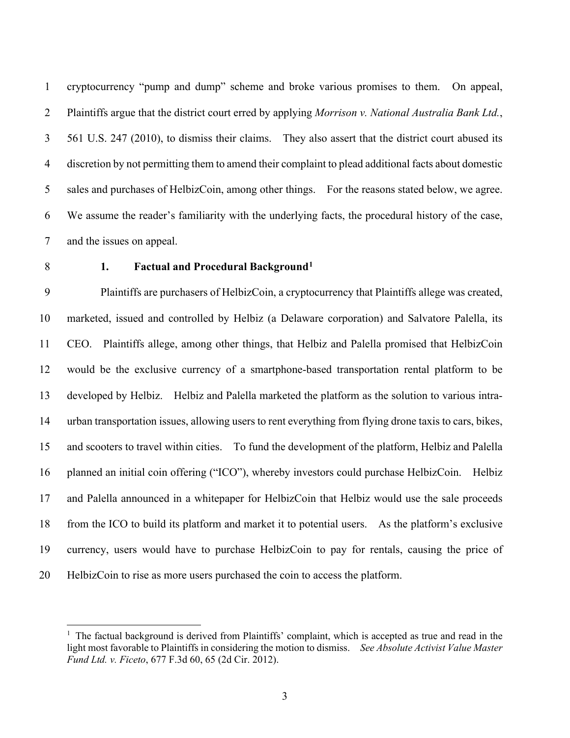cryptocurrency "pump and dump" scheme and broke various promises to them. On appeal, Plaintiffs argue that the district court erred by applying *Morrison v. National Australia Bank Ltd.*, 561 U.S. 247 (2010), to dismiss their claims. They also assert that the district court abused its discretion by not permitting them to amend their complaint to plead additional facts about domestic sales and purchases of HelbizCoin, among other things. For the reasons stated below, we agree. We assume the reader's familiarity with the underlying facts, the procedural history of the case, and the issues on appeal.

### 1. Factual and Procedural Background[1]

Plaintiffs are purchasers of HelbizCoin, a cryptocurrency that Plaintiffs allege was created, marketed, issued and controlled by Helbiz (a Delaware corporation) and Salvatore Palella, its CEO. Plaintiffs allege, among other things, that Helbiz and Palella promised that HelbizCoin would be the exclusive currency of a smartphone-based transportation rental platform to be developed by Helbiz. Helbiz and Palella marketed the platform as the solution to various intra-urban transportation issues, allowing users to rent everything from flying drone taxis to cars, bikes, and scooters to travel within cities. To fund the development of the platform, Helbiz and Palella planned an initial coin offering ("ICO"), whereby investors could purchase HelbizCoin. Helbiz and Palella announced in a whitepaper for HelbizCoin that Helbiz would use the sale proceeds from the ICO to build its platform and market it to potential users. As the platform's exclusive currency, users would have to purchase HelbizCoin to pay for rentals, causing the price of HelbizCoin to rise as more users purchased the coin to access the platform.

[1] The factual background is derived from Plaintiffs' complaint, which is accepted as true and read in the light most favorable to Plaintiffs in considering the motion to dismiss. *See Absolute Activist Value Master Fund Ltd. v. Ficeto*, 677 F.3d 60, 65 (2d Cir. 2012).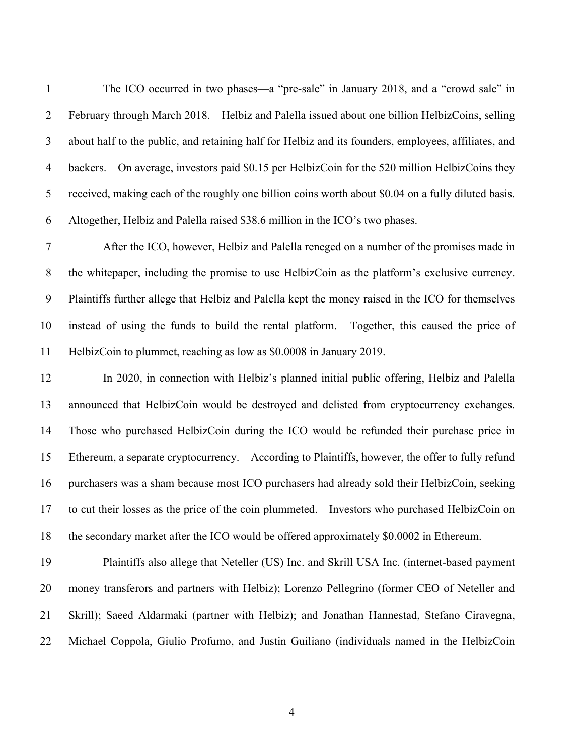The ICO occurred in two phases—a "pre-sale" in January 2018, and a "crowd sale" in February through March 2018. Helbiz and Palella issued about one billion HelbizCoins, selling about half to the public, and retaining half for Helbiz and its founders, employees, affiliates, and backers. On average, investors paid $0.15 per HelbizCoin for the 520 million HelbizCoins they received, making each of the roughly one billion coins worth about $0.04 on a fully diluted basis. Altogether, Helbiz and Palella raised $38.6 million in the ICO's two phases.

After the ICO, however, Helbiz and Palella reneged on a number of the promises made in the whitepaper, including the promise to use HelbizCoin as the platform's exclusive currency. Plaintiffs further allege that Helbiz and Palella kept the money raised in the ICO for themselves instead of using the funds to build the rental platform. Together, this caused the price of HelbizCoin to plummet, reaching as low as $0.0008 in January 2019.

In 2020, in connection with Helbiz's planned initial public offering, Helbiz and Palella announced that HelbizCoin would be destroyed and delisted from cryptocurrency exchanges. Those who purchased HelbizCoin during the ICO would be refunded their purchase price in Ethereum, a separate cryptocurrency. According to Plaintiffs, however, the offer to fully refund purchasers was a sham because most ICO purchasers had already sold their HelbizCoin, seeking to cut their losses as the price of the coin plummeted. Investors who purchased HelbizCoin on the secondary market after the ICO would be offered approximately $0.0002 in Ethereum.

Plaintiffs also allege that Neteller (US) Inc. and Skrill USA Inc. (internet-based payment money transferors and partners with Helbiz); Lorenzo Pellegrino (former CEO of Neteller and Skrill); Saeed Aldarmaki (partner with Helbiz); and Jonathan Hannestad, Stefano Ciravegna, Michael Coppola, Giulio Profumo, and Justin Guiliano (individuals named in the HelbizCoin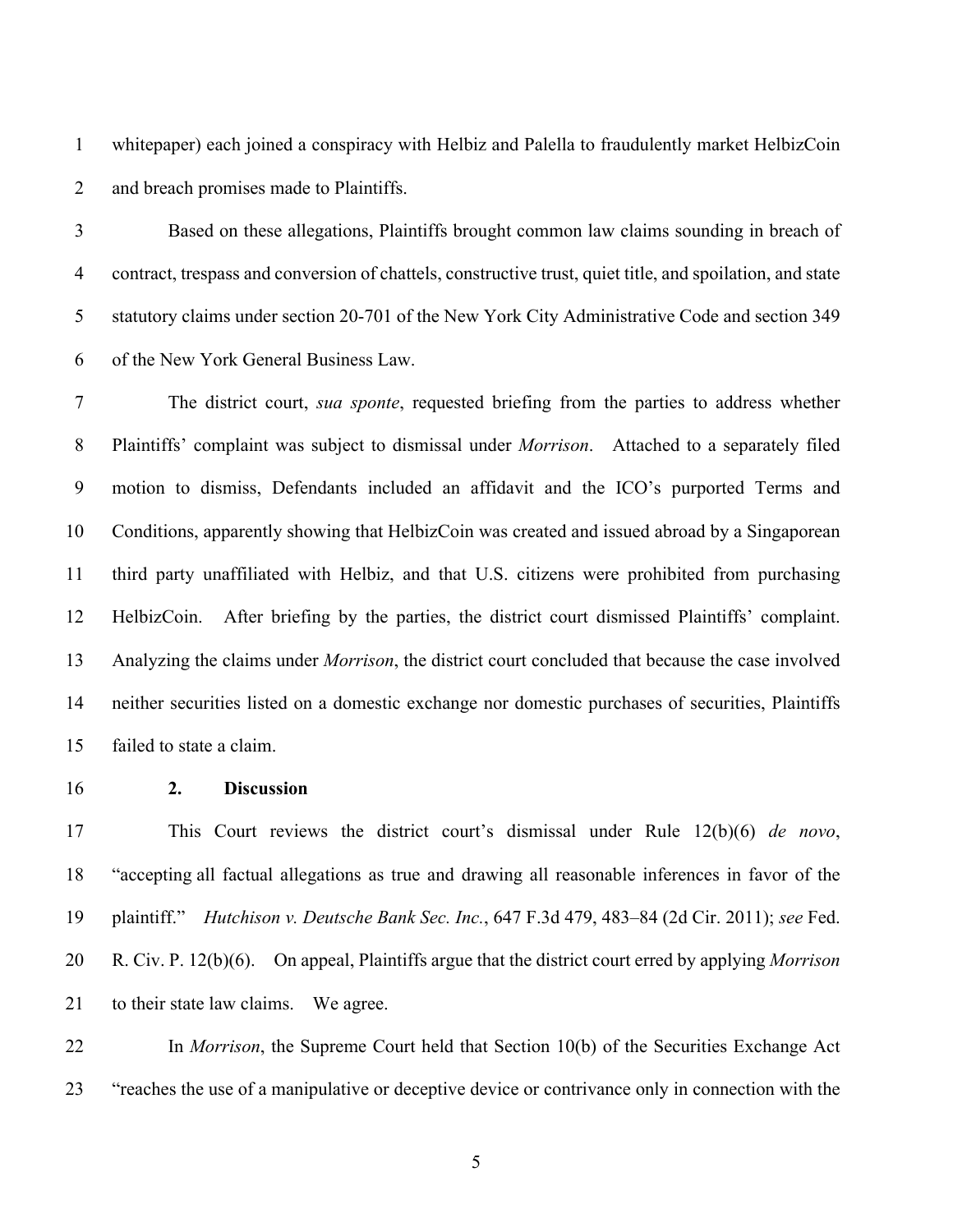whitepaper) each joined a conspiracy with Helbiz and Palella to fraudulently market HelbizCoin and breach promises made to Plaintiffs.

Based on these allegations, Plaintiffs brought common law claims sounding in breach of contract, trespass and conversion of chattels, constructive trust, quiet title, and spoilation, and state statutory claims under section 20-701 of the New York City Administrative Code and section 349 of the New York General Business Law.

The district court, *sua sponte*, requested briefing from the parties to address whether Plaintiffs' complaint was subject to dismissal under *Morrison*. Attached to a separately filed motion to dismiss, Defendants included an affidavit and the ICO's purported Terms and Conditions, apparently showing that HelbizCoin was created and issued abroad by a Singaporean third party unaffiliated with Helbiz, and that U.S. citizens were prohibited from purchasing HelbizCoin. After briefing by the parties, the district court dismissed Plaintiffs' complaint. Analyzing the claims under *Morrison*, the district court concluded that because the case involved neither securities listed on a domestic exchange nor domestic purchases of securities, Plaintiffs failed to state a claim.

## 2. Discussion

This Court reviews the district court's dismissal under Rule 12(b)(6) *de novo*, "accepting all factual allegations as true and drawing all reasonable inferences in favor of the plaintiff." *Hutchison v. Deutsche Bank Sec. Inc.*, 647 F.3d 479, 483–84 (2d Cir. 2011); *see* Fed. R. Civ. P. 12(b)(6). On appeal, Plaintiffs argue that the district court erred by applying *Morrison* to their state law claims. We agree.

In *Morrison*, the Supreme Court held that Section 10(b) of the Securities Exchange Act "reaches the use of a manipulative or deceptive device or contrivance only in connection with the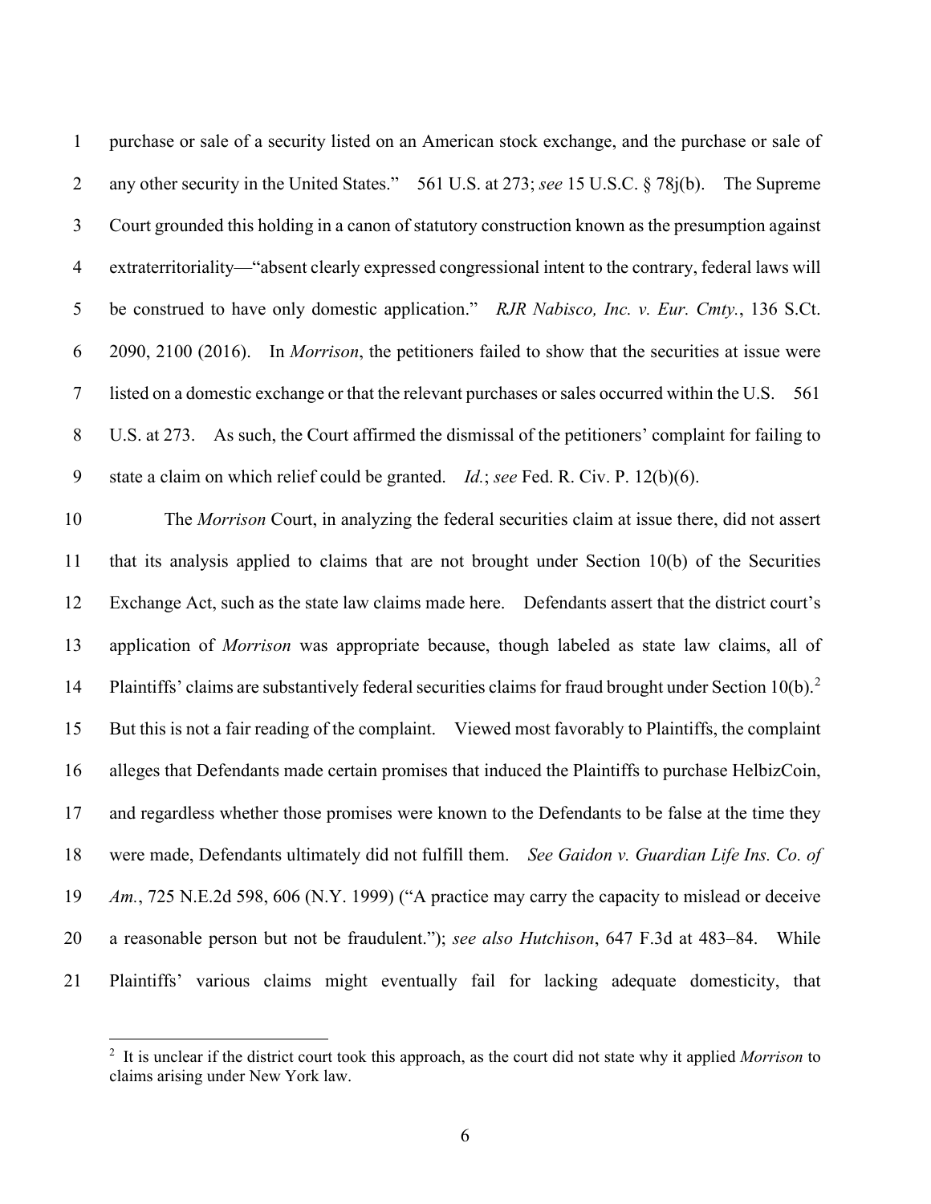purchase or sale of a security listed on an American stock exchange, and the purchase or sale of any other security in the United States." 561 U.S. at 273; *see* 15 U.S.C. § 78j(b). The Supreme Court grounded this holding in a canon of statutory construction known as the presumption against extraterritoriality—"absent clearly expressed congressional intent to the contrary, federal laws will be construed to have only domestic application." *RJR Nabisco, Inc. v. Eur. Cmty.*, 136 S.Ct. 2090, 2100 (2016). In *Morrison*, the petitioners failed to show that the securities at issue were listed on a domestic exchange or that the relevant purchases or sales occurred within the U.S. 561 U.S. at 273. As such, the Court affirmed the dismissal of the petitioners' complaint for failing to state a claim on which relief could be granted. *Id.*; *see* Fed. R. Civ. P. 12(b)(6).

The *Morrison* Court, in analyzing the federal securities claim at issue there, did not assert that its analysis applied to claims that are not brought under Section 10(b) of the Securities Exchange Act, such as the state law claims made here. Defendants assert that the district court's application of *Morrison* was appropriate because, though labeled as state law claims, all of Plaintiffs' claims are substantively federal securities claims for fraud brought under Section 10(b).[2] But this is not a fair reading of the complaint. Viewed most favorably to Plaintiffs, the complaint alleges that Defendants made certain promises that induced the Plaintiffs to purchase HelbizCoin, and regardless whether those promises were known to the Defendants to be false at the time they were made, Defendants ultimately did not fulfill them. *See Gaidon v. Guardian Life Ins. Co. of Am.*, 725 N.E.2d 598, 606 (N.Y. 1999) ("A practice may carry the capacity to mislead or deceive a reasonable person but not be fraudulent."); *see also Hutchison*, 647 F.3d at 483–84. While Plaintiffs' various claims might eventually fail for lacking adequate domesticity, that

[2] It is unclear if the district court took this approach, as the court did not state why it applied *Morrison* to claims arising under New York law.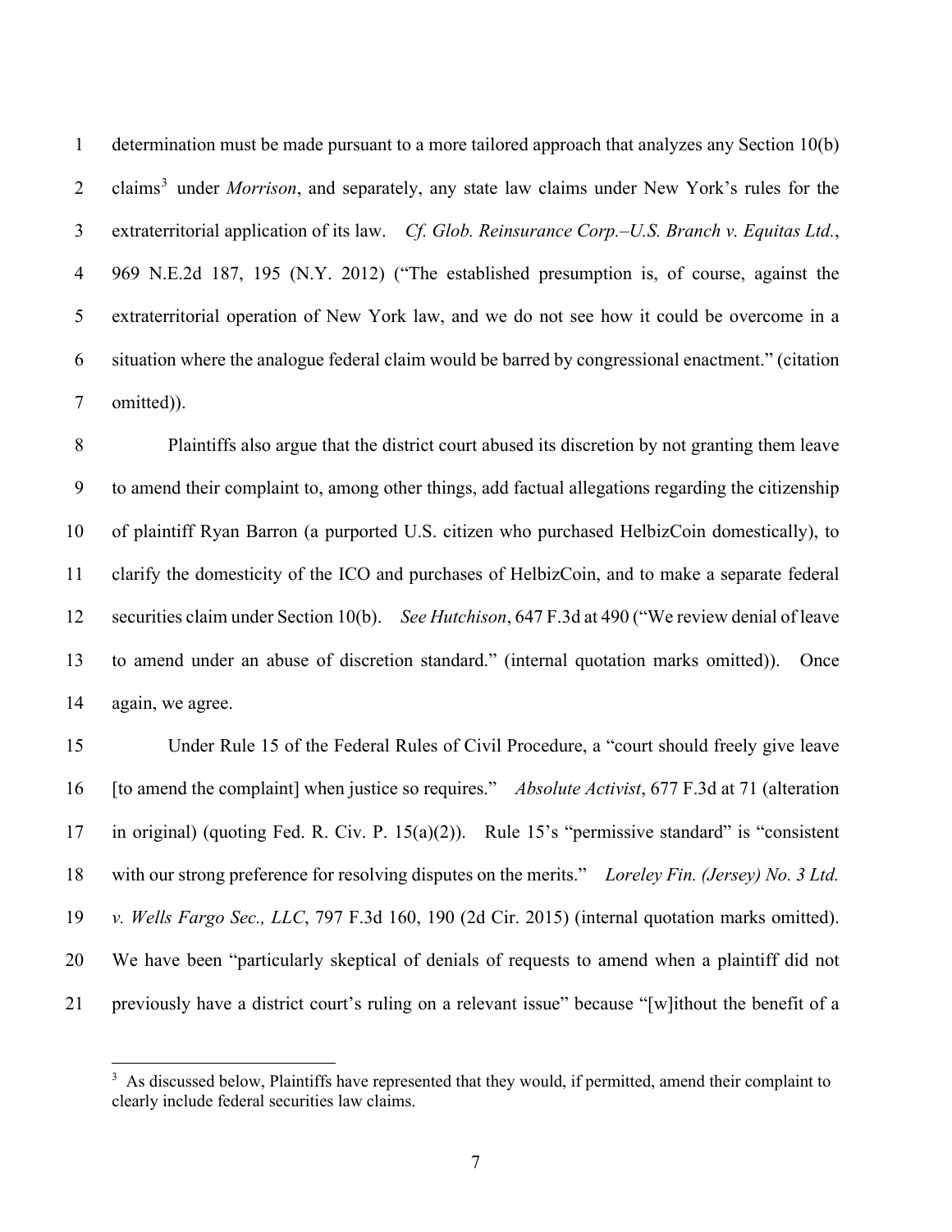determination must be made pursuant to a more tailored approach that analyzes any Section 10(b) claims[3] under *Morrison*, and separately, any state law claims under New York's rules for the extraterritorial application of its law. *Cf. Glob. Reinsurance Corp.–U.S. Branch v. Equitas Ltd.*, 969 N.E.2d 187, 195 (N.Y. 2012) ("The established presumption is, of course, against the extraterritorial operation of New York law, and we do not see how it could be overcome in a situation where the analogue federal claim would be barred by congressional enactment." (citation omitted)).

Plaintiffs also argue that the district court abused its discretion by not granting them leave to amend their complaint to, among other things, add factual allegations regarding the citizenship of plaintiff Ryan Barron (a purported U.S. citizen who purchased HelbizCoin domestically), to clarify the domesticity of the ICO and purchases of HelbizCoin, and to make a separate federal securities claim under Section 10(b). *See Hutchison*, 647 F.3d at 490 ("We review denial of leave to amend under an abuse of discretion standard." (internal quotation marks omitted)). Once again, we agree.

Under Rule 15 of the Federal Rules of Civil Procedure, a "court should freely give leave [to amend the complaint] when justice so requires." *Absolute Activist*, 677 F.3d at 71 (alteration in original) (quoting Fed. R. Civ. P. 15(a)(2)). Rule 15's "permissive standard" is "consistent with our strong preference for resolving disputes on the merits." *Loreley Fin. (Jersey) No. 3 Ltd. v. Wells Fargo Sec., LLC*, 797 F.3d 160, 190 (2d Cir. 2015) (internal quotation marks omitted). We have been "particularly skeptical of denials of requests to amend when a plaintiff did not previously have a district court's ruling on a relevant issue" because "[w]ithout the benefit of a

[3] As discussed below, Plaintiffs have represented that they would, if permitted, amend their complaint to clearly include federal securities law claims.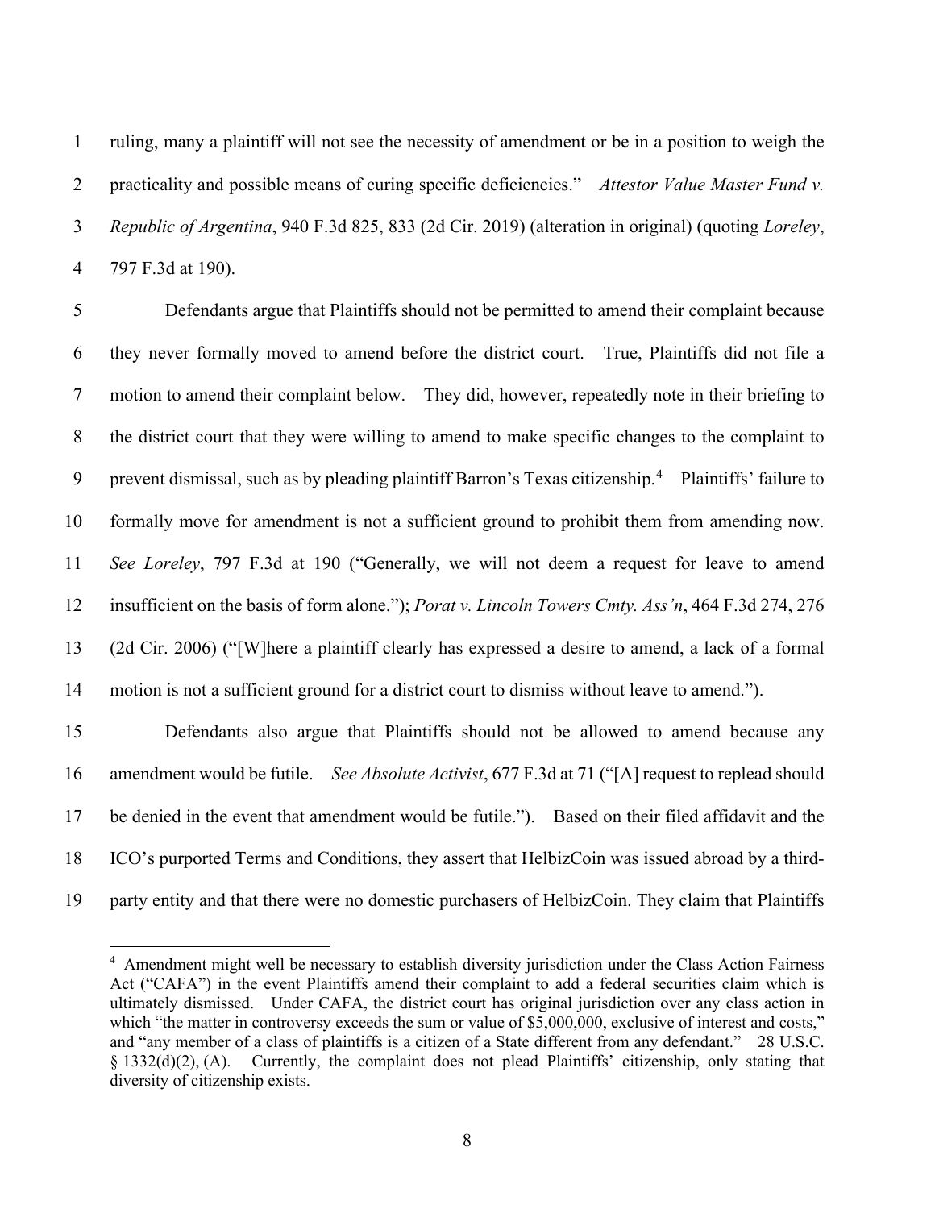ruling, many a plaintiff will not see the necessity of amendment or be in a position to weigh the practicality and possible means of curing specific deficiencies." *Attestor Value Master Fund v. Republic of Argentina*, 940 F.3d 825, 833 (2d Cir. 2019) (alteration in original) (quoting *Loreley*, 797 F.3d at 190).

Defendants argue that Plaintiffs should not be permitted to amend their complaint because they never formally moved to amend before the district court. True, Plaintiffs did not file a motion to amend their complaint below. They did, however, repeatedly note in their briefing to the district court that they were willing to amend to make specific changes to the complaint to prevent dismissal, such as by pleading plaintiff Barron's Texas citizenship.[4] Plaintiffs' failure to formally move for amendment is not a sufficient ground to prohibit them from amending now. *See Loreley*, 797 F.3d at 190 ("Generally, we will not deem a request for leave to amend insufficient on the basis of form alone."); *Porat v. Lincoln Towers Cmty. Ass'n*, 464 F.3d 274, 276 (2d Cir. 2006) ("[W]here a plaintiff clearly has expressed a desire to amend, a lack of a formal motion is not a sufficient ground for a district court to dismiss without leave to amend.").

Defendants also argue that Plaintiffs should not be allowed to amend because any amendment would be futile. *See Absolute Activist*, 677 F.3d at 71 ("[A] request to replead should be denied in the event that amendment would be futile."). Based on their filed affidavit and the ICO's purported Terms and Conditions, they assert that HelbizCoin was issued abroad by a third-party entity and that there were no domestic purchasers of HelbizCoin. They claim that Plaintiffs

[4] Amendment might well be necessary to establish diversity jurisdiction under the Class Action Fairness Act ("CAFA") in the event Plaintiffs amend their complaint to add a federal securities claim which is ultimately dismissed. Under CAFA, the district court has original jurisdiction over any class action in which "the matter in controversy exceeds the sum or value of $5,000,000, exclusive of interest and costs," and "any member of a class of plaintiffs is a citizen of a State different from any defendant." 28 U.S.C. § 1332(d)(2), (A). Currently, the complaint does not plead Plaintiffs' citizenship, only stating that diversity of citizenship exists.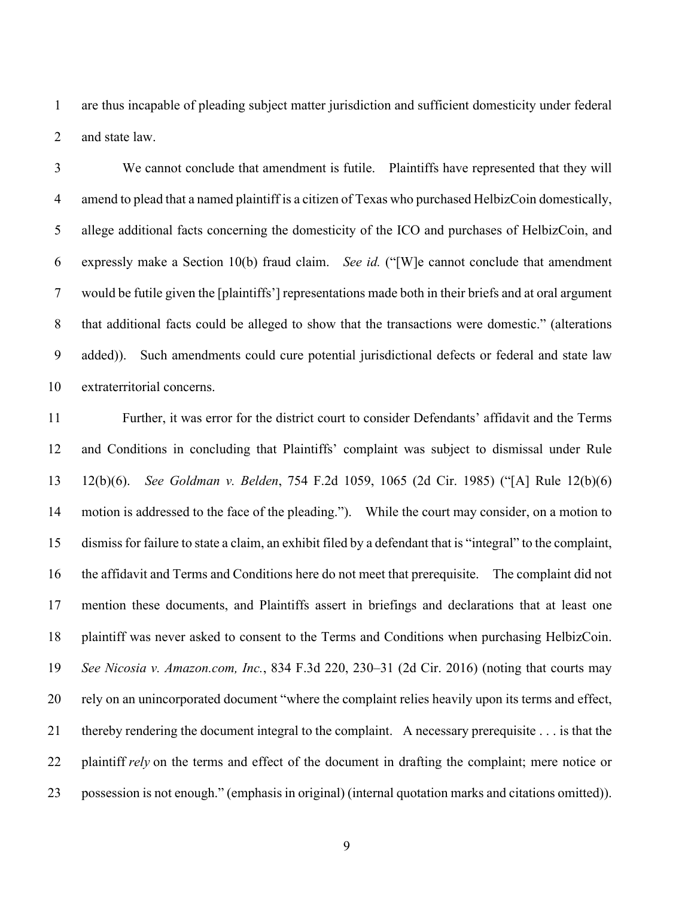are thus incapable of pleading subject matter jurisdiction and sufficient domesticity under federal and state law.

We cannot conclude that amendment is futile. Plaintiffs have represented that they will amend to plead that a named plaintiff is a citizen of Texas who purchased HelbizCoin domestically, allege additional facts concerning the domesticity of the ICO and purchases of HelbizCoin, and expressly make a Section 10(b) fraud claim. *See id.* ("[W]e cannot conclude that amendment would be futile given the [plaintiffs'] representations made both in their briefs and at oral argument that additional facts could be alleged to show that the transactions were domestic." (alterations added)). Such amendments could cure potential jurisdictional defects or federal and state law extraterritorial concerns.

Further, it was error for the district court to consider Defendants' affidavit and the Terms and Conditions in concluding that Plaintiffs' complaint was subject to dismissal under Rule 12(b)(6). *See Goldman v. Belden*, 754 F.2d 1059, 1065 (2d Cir. 1985) ("[A] Rule 12(b)(6) motion is addressed to the face of the pleading."). While the court may consider, on a motion to dismiss for failure to state a claim, an exhibit filed by a defendant that is "integral" to the complaint, the affidavit and Terms and Conditions here do not meet that prerequisite. The complaint did not mention these documents, and Plaintiffs assert in briefings and declarations that at least one plaintiff was never asked to consent to the Terms and Conditions when purchasing HelbizCoin. *See Nicosia v. Amazon.com, Inc.*, 834 F.3d 220, 230–31 (2d Cir. 2016) (noting that courts may rely on an unincorporated document "where the complaint relies heavily upon its terms and effect, thereby rendering the document integral to the complaint. A necessary prerequisite . . . is that the plaintiff *rely* on the terms and effect of the document in drafting the complaint; mere notice or possession is not enough." (emphasis in original) (internal quotation marks and citations omitted)).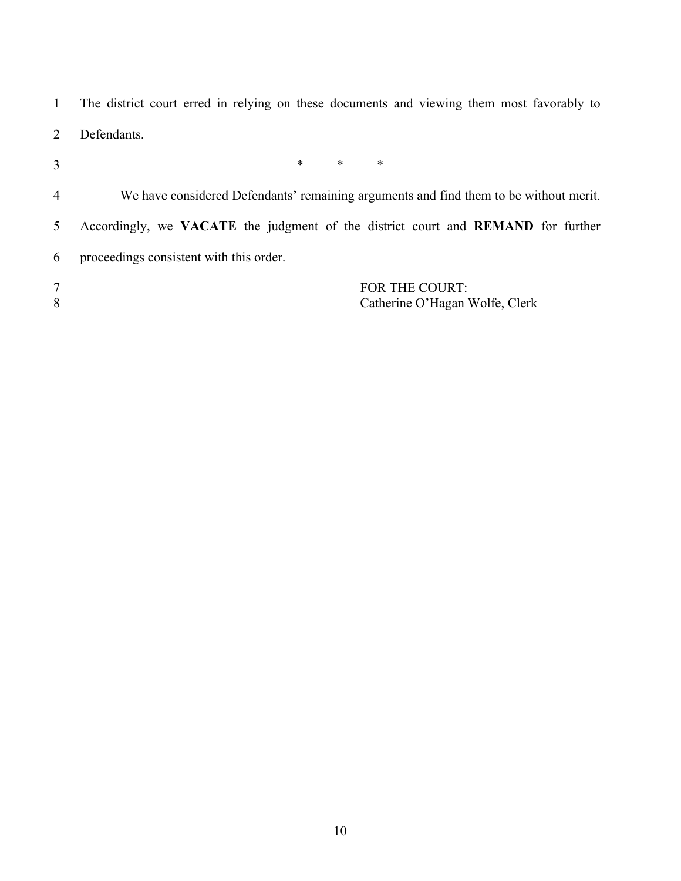The district court erred in relying on these documents and viewing them most favorably to Defendants.

\* \* \*

We have considered Defendants' remaining arguments and find them to be without merit. Accordingly, we **VACATE** the judgment of the district court and **REMAND** for further proceedings consistent with this order.

FOR THE COURT:
Catherine O'Hagan Wolfe, Clerk